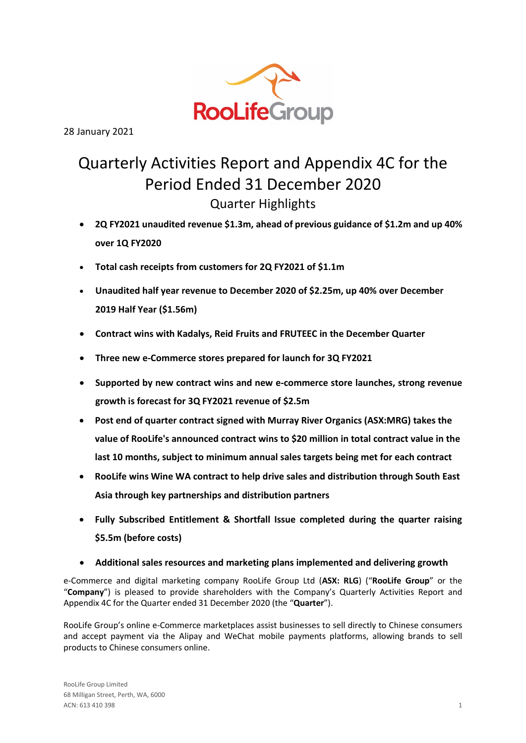28 January 2021

# Quarterly Activities Report and Appendix 4C for the Period Ended 31 December 2020

## Quarter Highlights

- **2Q FY2021 unaudited revenue $1.3m, ahead of previous guidance of $1.2m and up 40% over 1Q FY2020**
- **Total cash receipts from customers for 2Q FY2021 of $1.1m**
- **Unaudited half year revenue to December 2020 of $2.25m, up 40% over December 2019 Half Year ($1.56m)**
- **Contract wins with Kadalys, Reid Fruits and FRUTEEC in the December Quarter**
- **Three new e-Commerce stores prepared for launch for 3Q FY2021**
- **Supported by new contract wins and new e-commerce store launches, strong revenue growth is forecast for 3Q FY2021 revenue of $2.5m**
- **Post end of quarter contract signed with Murray River Organics (ASX:MRG) takes the value of RooLife's announced contract wins to $20 million in total contract value in the last 10 months, subject to minimum annual sales targets being met for each contract**
- **RooLife wins Wine WA contract to help drive sales and distribution through South East Asia through key partnerships and distribution partners**
- **Fully Subscribed Entitlement & Shortfall Issue completed during the quarter raising $5.5m (before costs)**
- **Additional sales resources and marketing plans implemented and delivering growth**

e-Commerce and digital marketing company RooLife Group Ltd (**ASX: RLG**) ("**RooLife Group**" or the "**Company**") is pleased to provide shareholders with the Company's Quarterly Activities Report and Appendix 4C for the Quarter ended 31 December 2020 (the "**Quarter**").

RooLife Group's online e-Commerce marketplaces assist businesses to sell directly to Chinese consumers and accept payment via the Alipay and WeChat mobile payments platforms, allowing brands to sell products to Chinese consumers online.

RooLife Group Limited
68 Milligan Street, Perth, WA, 6000
ACN: 613 410 398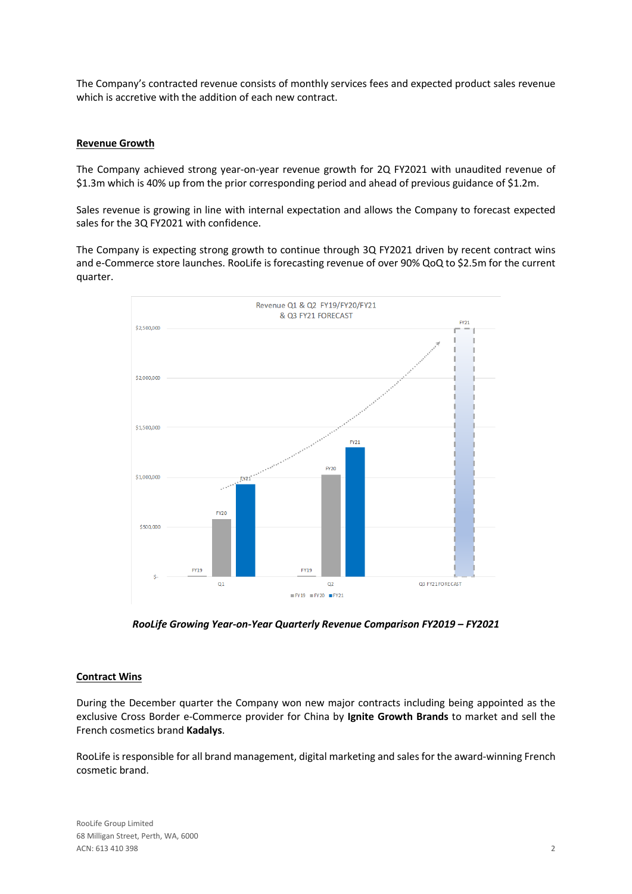The Company's contracted revenue consists of monthly services fees and expected product sales revenue which is accretive with the addition of each new contract.

## Revenue Growth

The Company achieved strong year-on-year revenue growth for 2Q FY2021 with unaudited revenue of $1.3m which is 40% up from the prior corresponding period and ahead of previous guidance of $1.2m.

Sales revenue is growing in line with internal expectation and allows the Company to forecast expected sales for the 3Q FY2021 with confidence.

The Company is expecting strong growth to continue through 3Q FY2021 driven by recent contract wins and e-Commerce store launches. RooLife is forecasting revenue of over 90% QoQ to $2.5m for the current quarter.

***RooLife Growing Year-on-Year Quarterly Revenue Comparison FY2019 – FY2021***

## Contract Wins

During the December quarter the Company won new major contracts including being appointed as the exclusive Cross Border e-Commerce provider for China by **Ignite Growth Brands** to market and sell the French cosmetics brand **Kadalys**.

RooLife is responsible for all brand management, digital marketing and sales for the award-winning French cosmetic brand.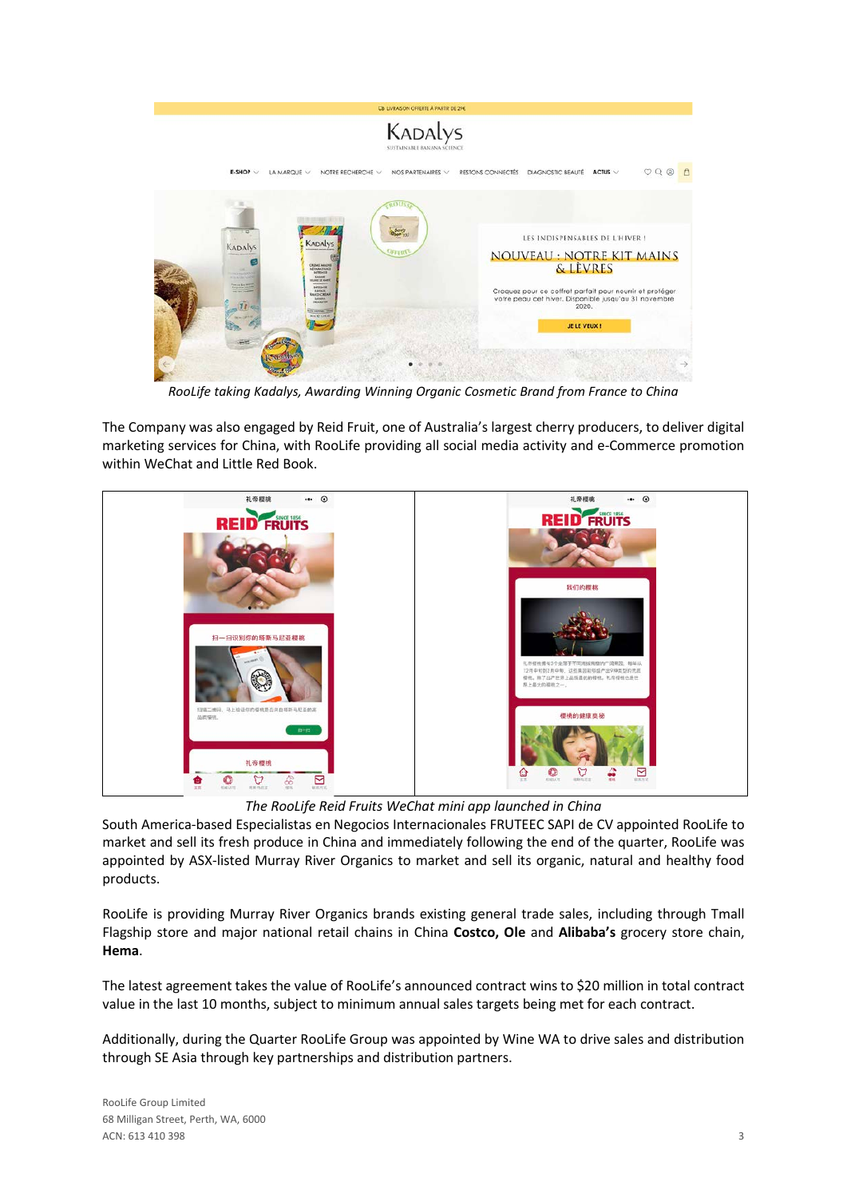*RooLife taking Kadalys, Awarding Winning Organic Cosmetic Brand from France to China*

The Company was also engaged by Reid Fruit, one of Australia's largest cherry producers, to deliver digital marketing services for China, with RooLife providing all social media activity and e-Commerce promotion within WeChat and Little Red Book.

*The RooLife Reid Fruits WeChat mini app launched in China*

South America-based Especialistas en Negocios Internacionales FRUTEEC SAPI de CV appointed RooLife to market and sell its fresh produce in China and immediately following the end of the quarter, RooLife was appointed by ASX-listed Murray River Organics to market and sell its organic, natural and healthy food products.

RooLife is providing Murray River Organics brands existing general trade sales, including through Tmall Flagship store and major national retail chains in China **Costco, Ole** and **Alibaba's** grocery store chain, **Hema**.

The latest agreement takes the value of RooLife's announced contract wins to $20 million in total contract value in the last 10 months, subject to minimum annual sales targets being met for each contract.

Additionally, during the Quarter RooLife Group was appointed by Wine WA to drive sales and distribution through SE Asia through key partnerships and distribution partners.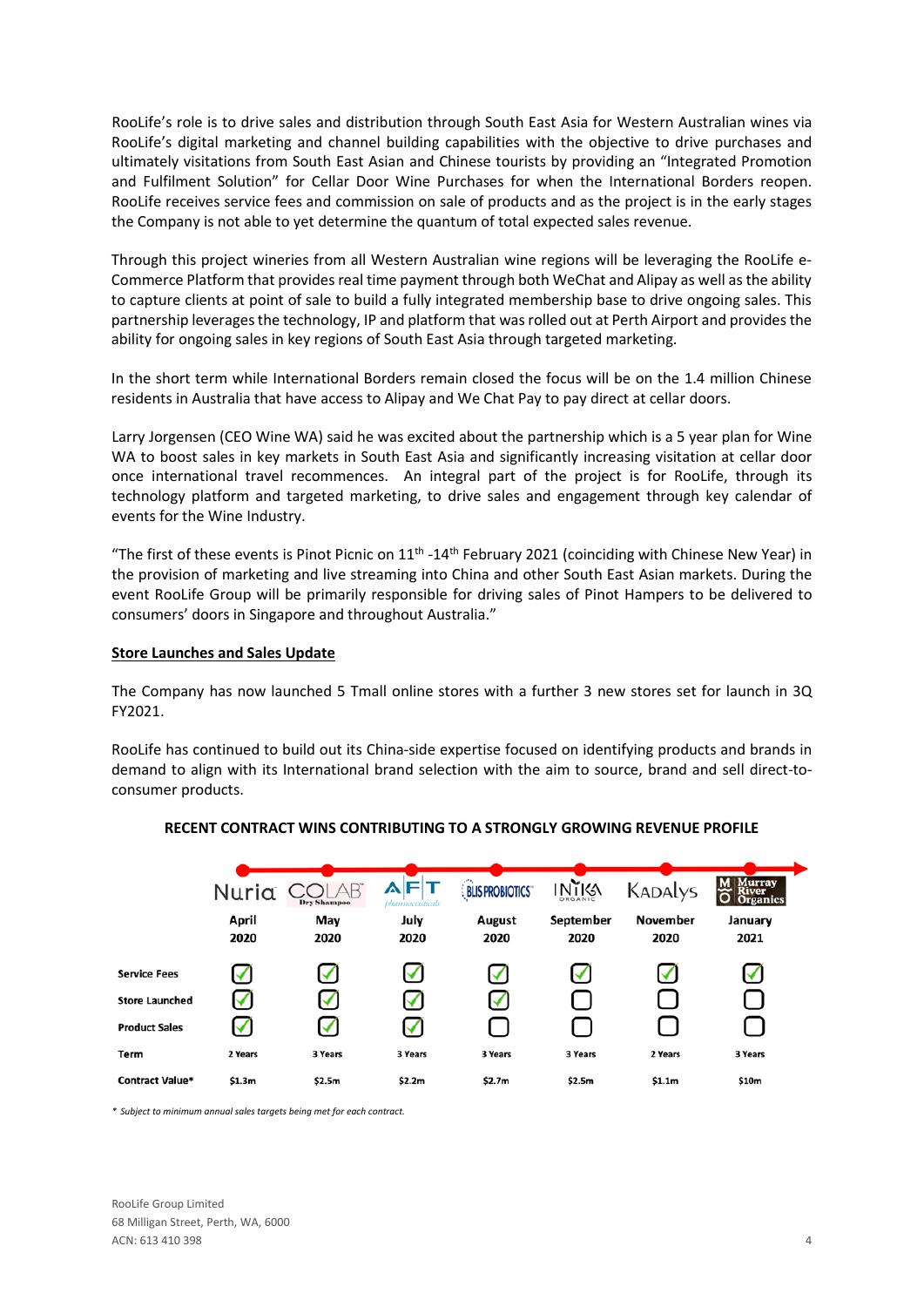RooLife's role is to drive sales and distribution through South East Asia for Western Australian wines via RooLife's digital marketing and channel building capabilities with the objective to drive purchases and ultimately visitations from South East Asian and Chinese tourists by providing an "Integrated Promotion and Fulfilment Solution" for Cellar Door Wine Purchases for when the International Borders reopen. RooLife receives service fees and commission on sale of products and as the project is in the early stages the Company is not able to yet determine the quantum of total expected sales revenue.

Through this project wineries from all Western Australian wine regions will be leveraging the RooLife e-Commerce Platform that provides real time payment through both WeChat and Alipay as well as the ability to capture clients at point of sale to build a fully integrated membership base to drive ongoing sales. This partnership leverages the technology, IP and platform that was rolled out at Perth Airport and provides the ability for ongoing sales in key regions of South East Asia through targeted marketing.

In the short term while International Borders remain closed the focus will be on the 1.4 million Chinese residents in Australia that have access to Alipay and We Chat Pay to pay direct at cellar doors.

Larry Jorgensen (CEO Wine WA) said he was excited about the partnership which is a 5 year plan for Wine WA to boost sales in key markets in South East Asia and significantly increasing visitation at cellar door once international travel recommences. An integral part of the project is for RooLife, through its technology platform and targeted marketing, to drive sales and engagement through key calendar of events for the Wine Industry.

"The first of these events is Pinot Picnic on 11th -14th February 2021 (coinciding with Chinese New Year) in the provision of marketing and live streaming into China and other South East Asian markets. During the event RooLife Group will be primarily responsible for driving sales of Pinot Hampers to be delivered to consumers' doors in Singapore and throughout Australia."

## Store Launches and Sales Update

The Company has now launched 5 Tmall online stores with a further 3 new stores set for launch in 3Q FY2021.

RooLife has continued to build out its China-side expertise focused on identifying products and brands in demand to align with its International brand selection with the aim to source, brand and sell direct-to-consumer products.

**RECENT CONTRACT WINS CONTRIBUTING TO A STRONGLY GROWING REVENUE PROFILE**

| | Nuria | COLAB Dry Shampoo | AFT pharmaceuticals | BLIS PROBIOTICS | INIKA ORGANIC | KADALYS | Murray River Organics |
|---|---|---|---|---|---|---|---|
| | April 2020 | May 2020 | July 2020 | August 2020 | September 2020 | November 2020 | January 2021 |
| Service Fees | ☑ | ☑ | ☑ | ☑ | ☑ | ☑ | ☑ |
| Store Launched | ☑ | ☑ | ☑ | ☑ | ☐ | ☐ | ☐ |
| Product Sales | ☑ | ☑ | ☑ | ☐ | ☐ | ☐ | ☐ |
| Term | 2 Years | 3 Years | 3 Years | 3 Years | 3 Years | 2 Years | 3 Years |
| Contract Value* | $1.3m | $2.5m | $2.2m | $2.7m | $2.5m | $1.1m | $10m |

*\* Subject to minimum annual sales targets being met for each contract.*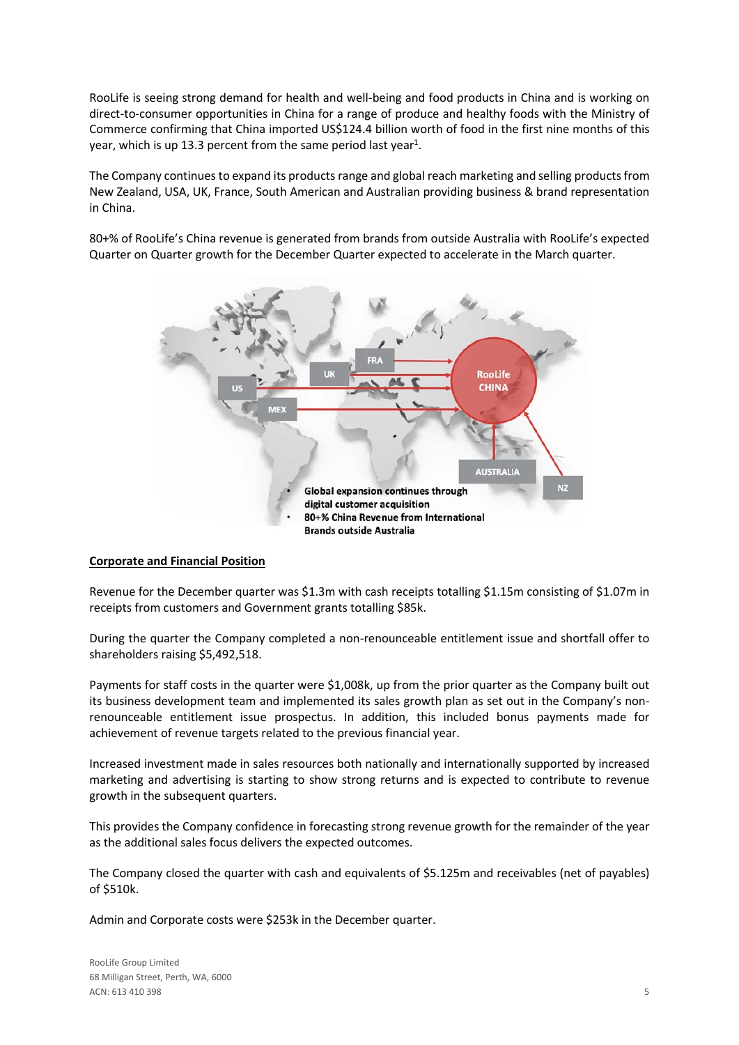RooLife is seeing strong demand for health and well-being and food products in China and is working on direct-to-consumer opportunities in China for a range of produce and healthy foods with the Ministry of Commerce confirming that China imported US$124.4 billion worth of food in the first nine months of this year, which is up 13.3 percent from the same period last year[1].

The Company continues to expand its products range and global reach marketing and selling products from New Zealand, USA, UK, France, South American and Australian providing business & brand representation in China.

80+% of RooLife's China revenue is generated from brands from outside Australia with RooLife's expected Quarter on Quarter growth for the December Quarter expected to accelerate in the March quarter.

FRA
UK
US
MEX
RooLife CHINA
AUSTRALIA
NZ

- Global expansion continues through digital customer acquisition
- 80+% China Revenue from International Brands outside Australia

## Corporate and Financial Position

Revenue for the December quarter was $1.3m with cash receipts totalling $1.15m consisting of $1.07m in receipts from customers and Government grants totalling $85k.

During the quarter the Company completed a non-renounceable entitlement issue and shortfall offer to shareholders raising $5,492,518.

Payments for staff costs in the quarter were $1,008k, up from the prior quarter as the Company built out its business development team and implemented its sales growth plan as set out in the Company's non-renounceable entitlement issue prospectus. In addition, this included bonus payments made for achievement of revenue targets related to the previous financial year.

Increased investment made in sales resources both nationally and internationally supported by increased marketing and advertising is starting to show strong returns and is expected to contribute to revenue growth in the subsequent quarters.

This provides the Company confidence in forecasting strong revenue growth for the remainder of the year as the additional sales focus delivers the expected outcomes.

The Company closed the quarter with cash and equivalents of $5.125m and receivables (net of payables) of $510k.

Admin and Corporate costs were $253k in the December quarter.

RooLife Group Limited
68 Milligan Street, Perth, WA, 6000
ACN: 613 410 398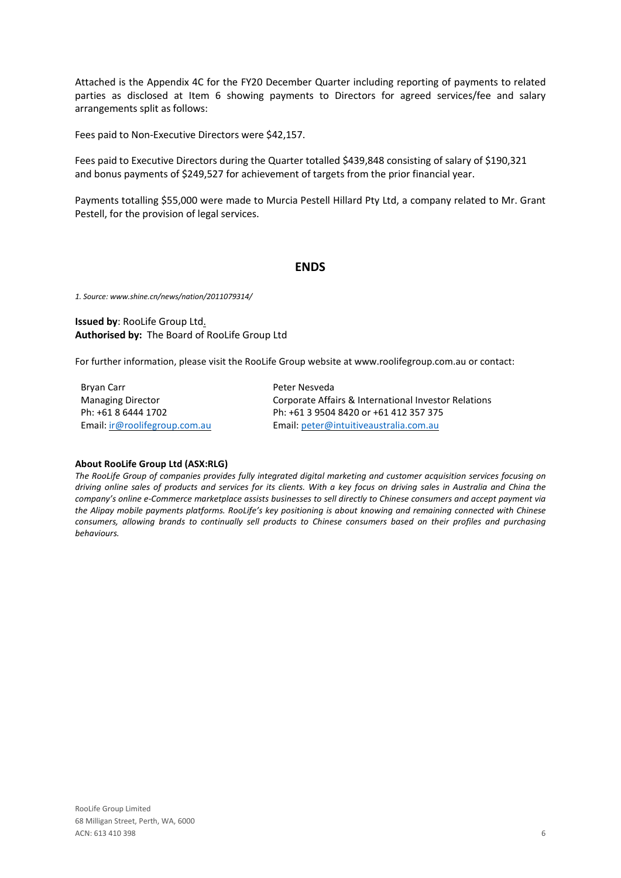Attached is the Appendix 4C for the FY20 December Quarter including reporting of payments to related parties as disclosed at Item 6 showing payments to Directors for agreed services/fee and salary arrangements split as follows:

Fees paid to Non-Executive Directors were $42,157.

Fees paid to Executive Directors during the Quarter totalled $439,848 consisting of salary of $190,321 and bonus payments of $249,527 for achievement of targets from the prior financial year.

Payments totalling $55,000 were made to Murcia Pestell Hillard Pty Ltd, a company related to Mr. Grant Pestell, for the provision of legal services.

## ENDS

*1. Source: www.shine.cn/news/nation/2011079314/*

**Issued by**: RooLife Group Ltd.
**Authorised by:** The Board of RooLife Group Ltd

For further information, please visit the RooLife Group website at www.roolifegroup.com.au or contact:

Bryan Carr
Managing Director
Ph: +61 8 6444 1702
Email: ir@roolifegroup.com.au

Peter Nesveda
Corporate Affairs & International Investor Relations
Ph: +61 3 9504 8420 or +61 412 357 375
Email: peter@intuitiveaustralia.com.au

**About RooLife Group Ltd (ASX:RLG)**

*The RooLife Group of companies provides fully integrated digital marketing and customer acquisition services focusing on driving online sales of products and services for its clients. With a key focus on driving sales in Australia and China the company's online e-Commerce marketplace assists businesses to sell directly to Chinese consumers and accept payment via the Alipay mobile payments platforms. RooLife's key positioning is about knowing and remaining connected with Chinese consumers, allowing brands to continually sell products to Chinese consumers based on their profiles and purchasing behaviours.*

RooLife Group Limited
68 Milligan Street, Perth, WA, 6000
ACN: 613 410 398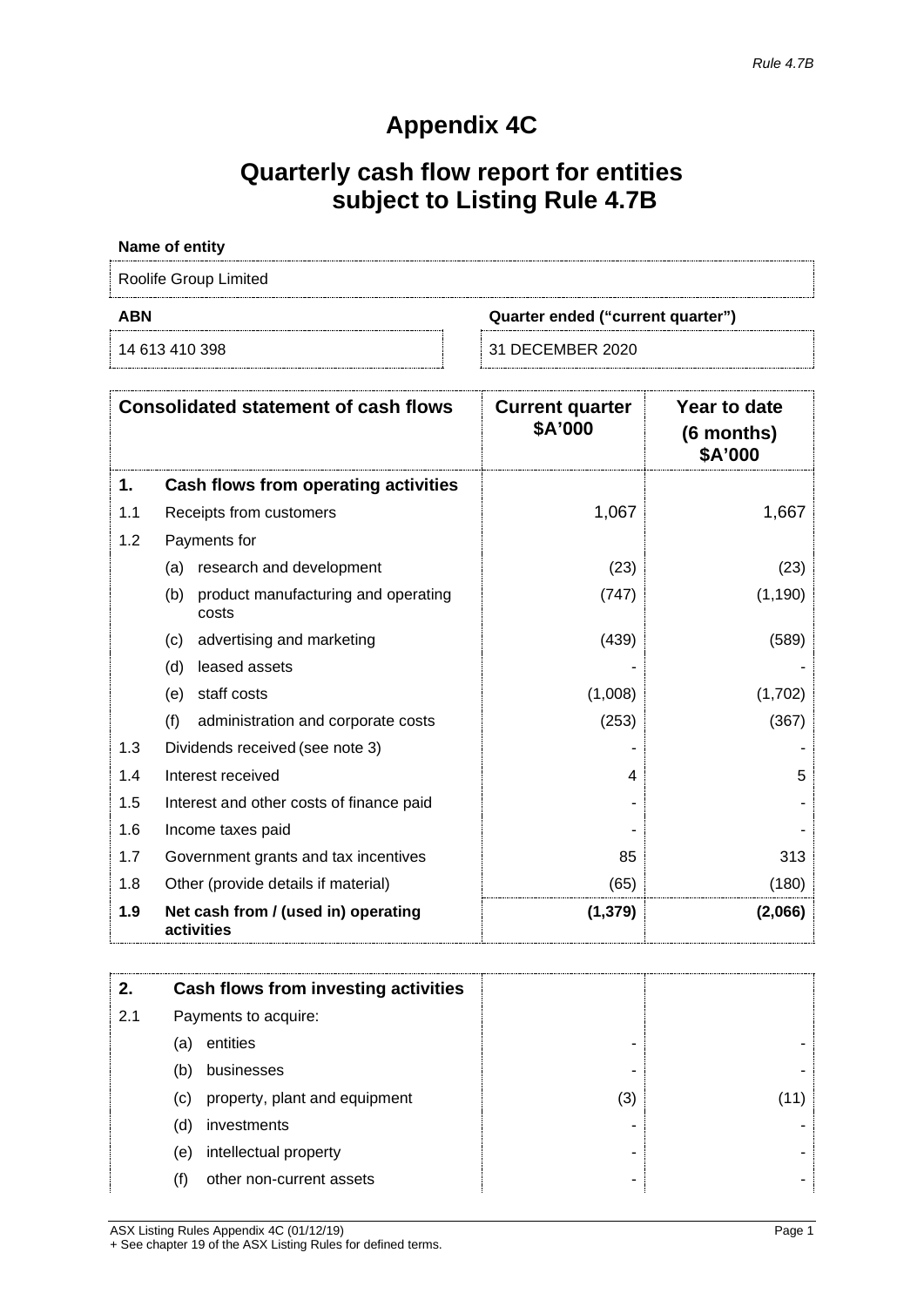*Rule 4.7B*

# Appendix 4C

# Quarterly cash flow report for entities subject to Listing Rule 4.7B

**Name of entity**

Roolife Group Limited

| **ABN** | **Quarter ended ("current quarter")** |
|---|---|
| 14 613 410 398 | 31 DECEMBER 2020 |

| | **Consolidated statement of cash flows** | **Current quarter $A'000** | **Year to date (6 months) $A'000** |
|---|---|---|---|
| **1.** | **Cash flows from operating activities** | | |
| 1.1 | Receipts from customers | 1,067 | 1,667 |
| 1.2 | Payments for | | |
| | (a) research and development | (23) | (23) |
| | (b) product manufacturing and operating costs | (747) | (1,190) |
| | (c) advertising and marketing | (439) | (589) |
| | (d) leased assets | - | - |
| | (e) staff costs | (1,008) | (1,702) |
| | (f) administration and corporate costs | (253) | (367) |
| 1.3 | Dividends received (see note 3) | - | - |
| 1.4 | Interest received | 4 | 5 |
| 1.5 | Interest and other costs of finance paid | - | - |
| 1.6 | Income taxes paid | - | - |
| 1.7 | Government grants and tax incentives | 85 | 313 |
| 1.8 | Other (provide details if material) | (65) | (180) |
| **1.9** | **Net cash from / (used in) operating activities** | **(1,379)** | **(2,066)** |

| | | | |
|---|---|---|---|
| **2.** | **Cash flows from investing activities** | | |
| 2.1 | Payments to acquire: | | |
| | (a) entities | - | - |
| | (b) businesses | - | - |
| | (c) property, plant and equipment | (3) | (11) |
| | (d) investments | - | - |
| | (e) intellectual property | - | - |
| | (f) other non-current assets | - | - |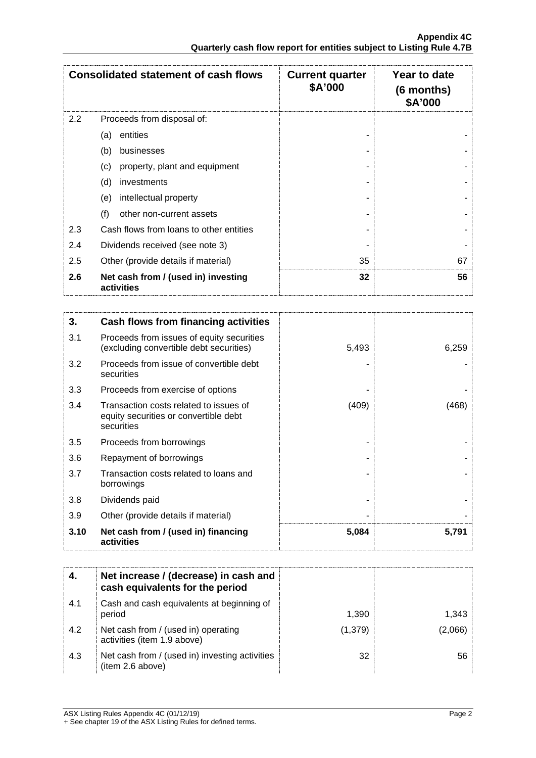| Consolidated statement of cash flows | | Current quarter $A'000 | Year to date (6 months) $A'000 |
|---|---|---|---|
| 2.2 | Proceeds from disposal of: | | |
| | (a) entities | - | - |
| | (b) businesses | - | - |
| | (c) property, plant and equipment | - | - |
| | (d) investments | - | - |
| | (e) intellectual property | - | - |
| | (f) other non-current assets | - | - |
| 2.3 | Cash flows from loans to other entities | - | - |
| 2.4 | Dividends received (see note 3) | - | - |
| 2.5 | Other (provide details if material) | 35 | 67 |
| **2.6** | **Net cash from / (used in) investing activities** | **32** | **56** |

| **3.** | **Cash flows from financing activities** | | |
|---|---|---|---|
| 3.1 | Proceeds from issues of equity securities (excluding convertible debt securities) | 5,493 | 6,259 |
| 3.2 | Proceeds from issue of convertible debt securities | - | - |
| 3.3 | Proceeds from exercise of options | - | - |
| 3.4 | Transaction costs related to issues of equity securities or convertible debt securities | (409) | (468) |
| 3.5 | Proceeds from borrowings | - | - |
| 3.6 | Repayment of borrowings | - | - |
| 3.7 | Transaction costs related to loans and borrowings | - | - |
| 3.8 | Dividends paid | - | - |
| 3.9 | Other (provide details if material) | - | - |
| **3.10** | **Net cash from / (used in) financing activities** | **5,084** | **5,791** |

| **4.** | **Net increase / (decrease) in cash and cash equivalents for the period** | | |
|---|---|---|---|
| 4.1 | Cash and cash equivalents at beginning of period | 1,390 | 1,343 |
| 4.2 | Net cash from / (used in) operating activities (item 1.9 above) | (1,379) | (2,066) |
| 4.3 | Net cash from / (used in) investing activities (item 2.6 above) | 32 | 56 |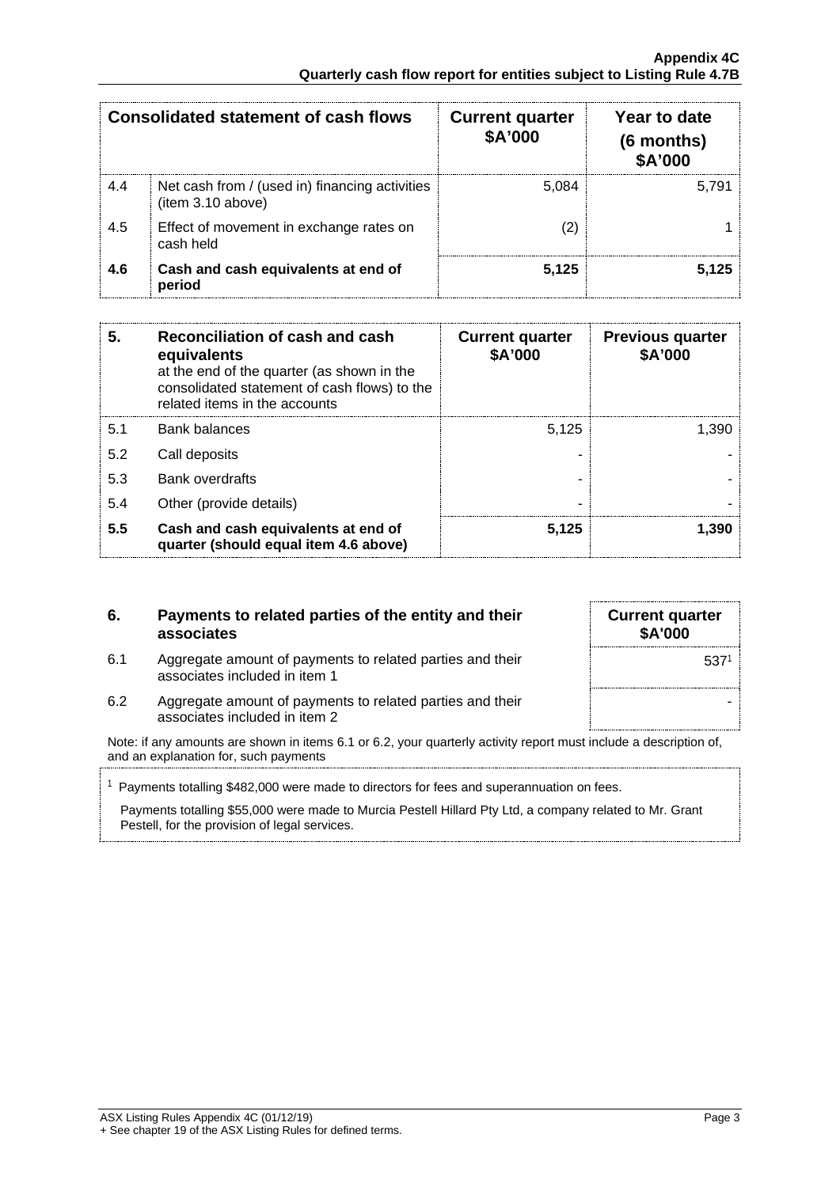| Consolidated statement of cash flows | | Current quarter $A'000 | Year to date (6 months) $A'000 |
|---|---|---|---|
| 4.4 | Net cash from / (used in) financing activities (item 3.10 above) | 5,084 | 5,791 |
| 4.5 | Effect of movement in exchange rates on cash held | (2) | 1 |
| **4.6** | **Cash and cash equivalents at end of period** | **5,125** | **5,125** |

| **5.** | **Reconciliation of cash and cash equivalents** at the end of the quarter (as shown in the consolidated statement of cash flows) to the related items in the accounts | **Current quarter $A'000** | **Previous quarter $A'000** |
|---|---|---|---|
| 5.1 | Bank balances | 5,125 | 1,390 |
| 5.2 | Call deposits | - | - |
| 5.3 | Bank overdrafts | - | - |
| 5.4 | Other (provide details) | - | - |
| **5.5** | **Cash and cash equivalents at end of quarter (should equal item 4.6 above)** | **5,125** | **1,390** |

| **6.** | **Payments to related parties of the entity and their associates** | **Current quarter $A'000** |
|---|---|---|
| 6.1 | Aggregate amount of payments to related parties and their associates included in item 1 | 537[1] |
| 6.2 | Aggregate amount of payments to related parties and their associates included in item 2 | - |

Note: if any amounts are shown in items 6.1 or 6.2, your quarterly activity report must include a description of, and an explanation for, such payments

[1] Payments totalling $482,000 were made to directors for fees and superannuation on fees.

Payments totalling $55,000 were made to Murcia Pestell Hillard Pty Ltd, a company related to Mr. Grant Pestell, for the provision of legal services.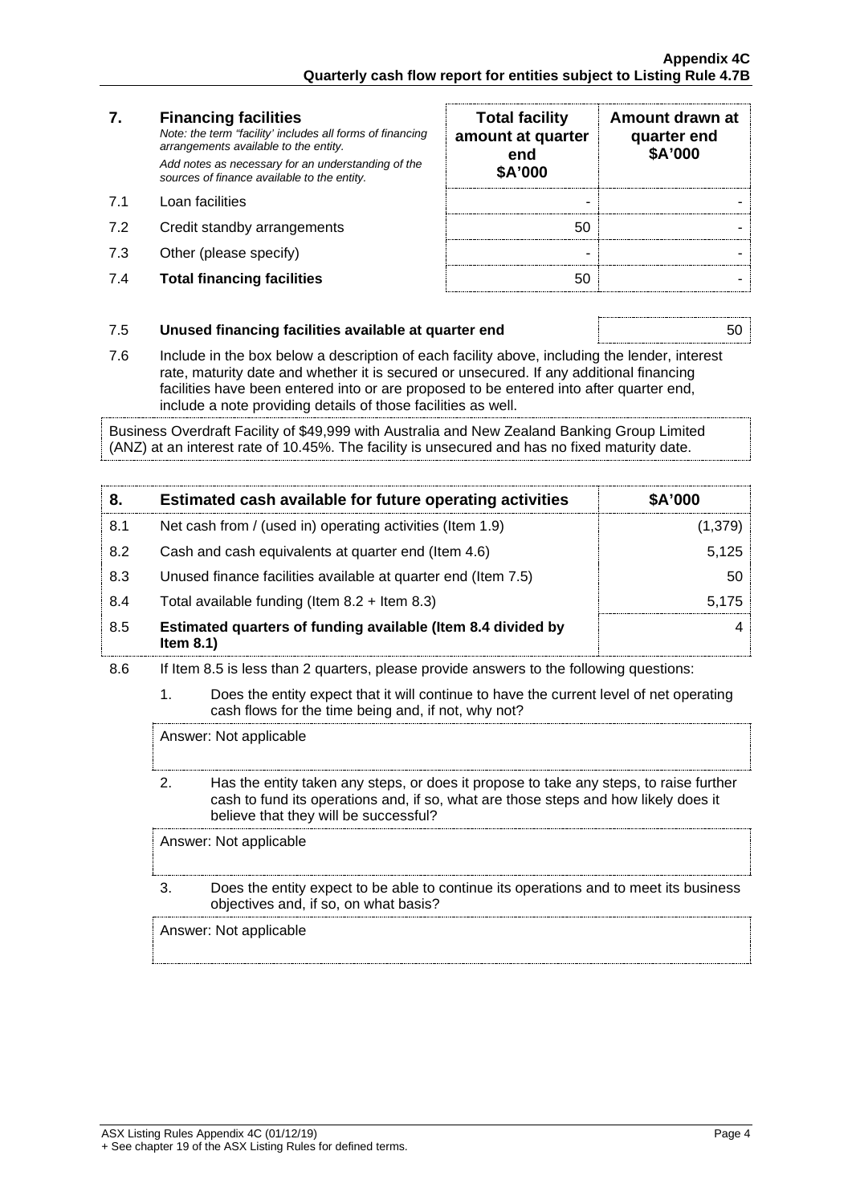| 7. | **Financing facilities**<br>*Note: the term "facility' includes all forms of financing arrangements available to the entity.*<br>*Add notes as necessary for an understanding of the sources of finance available to the entity.* | **Total facility amount at quarter end $A'000** | **Amount drawn at quarter end $A'000** |
|---|---|---|---|
| 7.1 | Loan facilities | - | - |
| 7.2 | Credit standby arrangements | 50 | - |
| 7.3 | Other (please specify) | - | - |
| 7.4 | **Total financing facilities** | 50 | - |

| | | |
|---|---|---|
| 7.5 | **Unused financing facilities available at quarter end** | 50 |

7.6 Include in the box below a description of each facility above, including the lender, interest rate, maturity date and whether it is secured or unsecured. If any additional financing facilities have been entered into or are proposed to be entered into after quarter end, include a note providing details of those facilities as well.

Business Overdraft Facility of $49,999 with Australia and New Zealand Banking Group Limited (ANZ) at an interest rate of 10.45%. The facility is unsecured and has no fixed maturity date.

| 8. | **Estimated cash available for future operating activities** | **$A'000** |
|---|---|---|
| 8.1 | Net cash from / (used in) operating activities (Item 1.9) | (1,379) |
| 8.2 | Cash and cash equivalents at quarter end (Item 4.6) | 5,125 |
| 8.3 | Unused finance facilities available at quarter end (Item 7.5) | 50 |
| 8.4 | Total available funding (Item 8.2 + Item 8.3) | 5,175 |
| 8.5 | **Estimated quarters of funding available (Item 8.4 divided by Item 8.1)** | 4 |

8.6 If Item 8.5 is less than 2 quarters, please provide answers to the following questions:

1. Does the entity expect that it will continue to have the current level of net operating cash flows for the time being and, if not, why not?

   Answer: Not applicable

2. Has the entity taken any steps, or does it propose to take any steps, to raise further cash to fund its operations and, if so, what are those steps and how likely does it believe that they will be successful?

   Answer: Not applicable

3. Does the entity expect to be able to continue its operations and to meet its business objectives and, if so, on what basis?

   Answer: Not applicable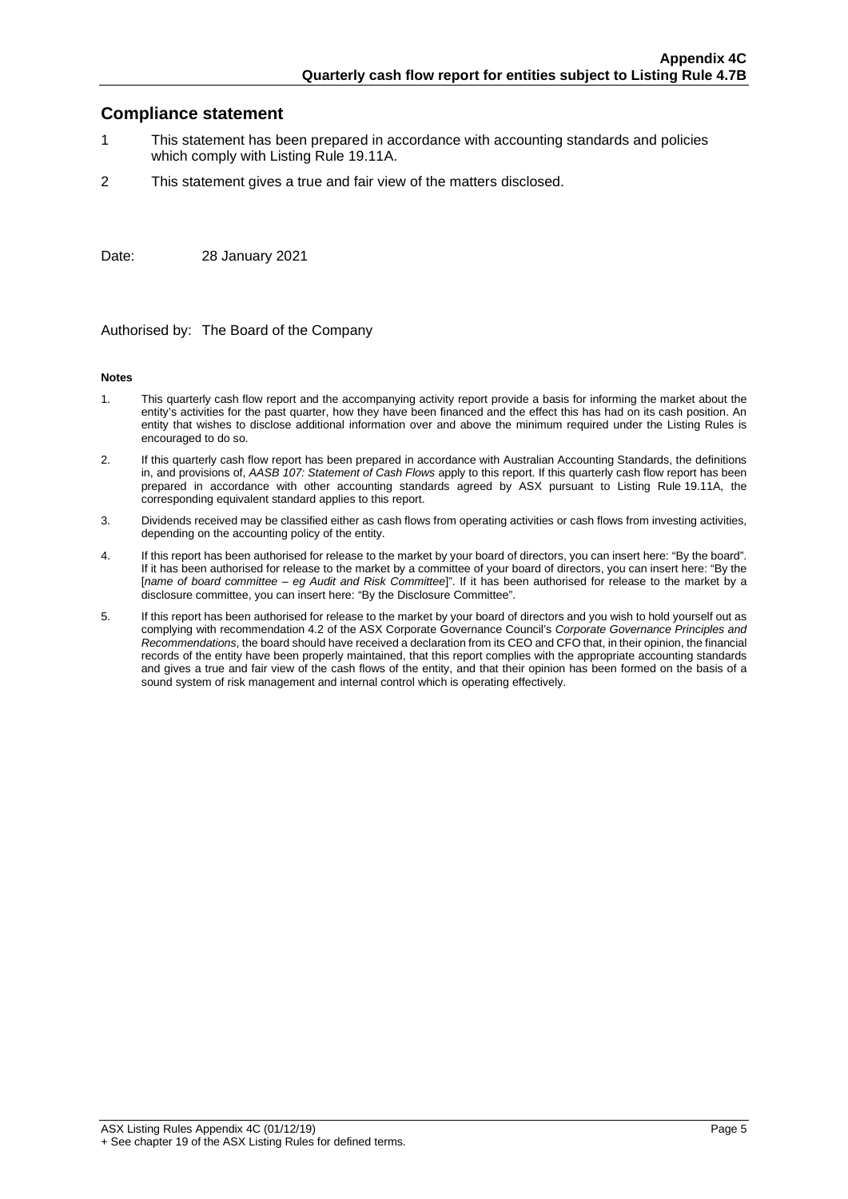## Compliance statement

1 This statement has been prepared in accordance with accounting standards and policies which comply with Listing Rule 19.11A.

2 This statement gives a true and fair view of the matters disclosed.

Date: 28 January 2021

Authorised by: The Board of the Company

#### Notes

1. This quarterly cash flow report and the accompanying activity report provide a basis for informing the market about the entity's activities for the past quarter, how they have been financed and the effect this has had on its cash position. An entity that wishes to disclose additional information over and above the minimum required under the Listing Rules is encouraged to do so.
2. If this quarterly cash flow report has been prepared in accordance with Australian Accounting Standards, the definitions in, and provisions of, *AASB 107: Statement of Cash Flows* apply to this report. If this quarterly cash flow report has been prepared in accordance with other accounting standards agreed by ASX pursuant to Listing Rule 19.11A, the corresponding equivalent standard applies to this report.
3. Dividends received may be classified either as cash flows from operating activities or cash flows from investing activities, depending on the accounting policy of the entity.
4. If this report has been authorised for release to the market by your board of directors, you can insert here: "By the board". If it has been authorised for release to the market by a committee of your board of directors, you can insert here: "By the [*name of board committee – eg Audit and Risk Committee*]". If it has been authorised for release to the market by a disclosure committee, you can insert here: "By the Disclosure Committee".
5. If this report has been authorised for release to the market by your board of directors and you wish to hold yourself out as complying with recommendation 4.2 of the ASX Corporate Governance Council's *Corporate Governance Principles and Recommendations*, the board should have received a declaration from its CEO and CFO that, in their opinion, the financial records of the entity have been properly maintained, that this report complies with the appropriate accounting standards and gives a true and fair view of the cash flows of the entity, and that their opinion has been formed on the basis of a sound system of risk management and internal control which is operating effectively.